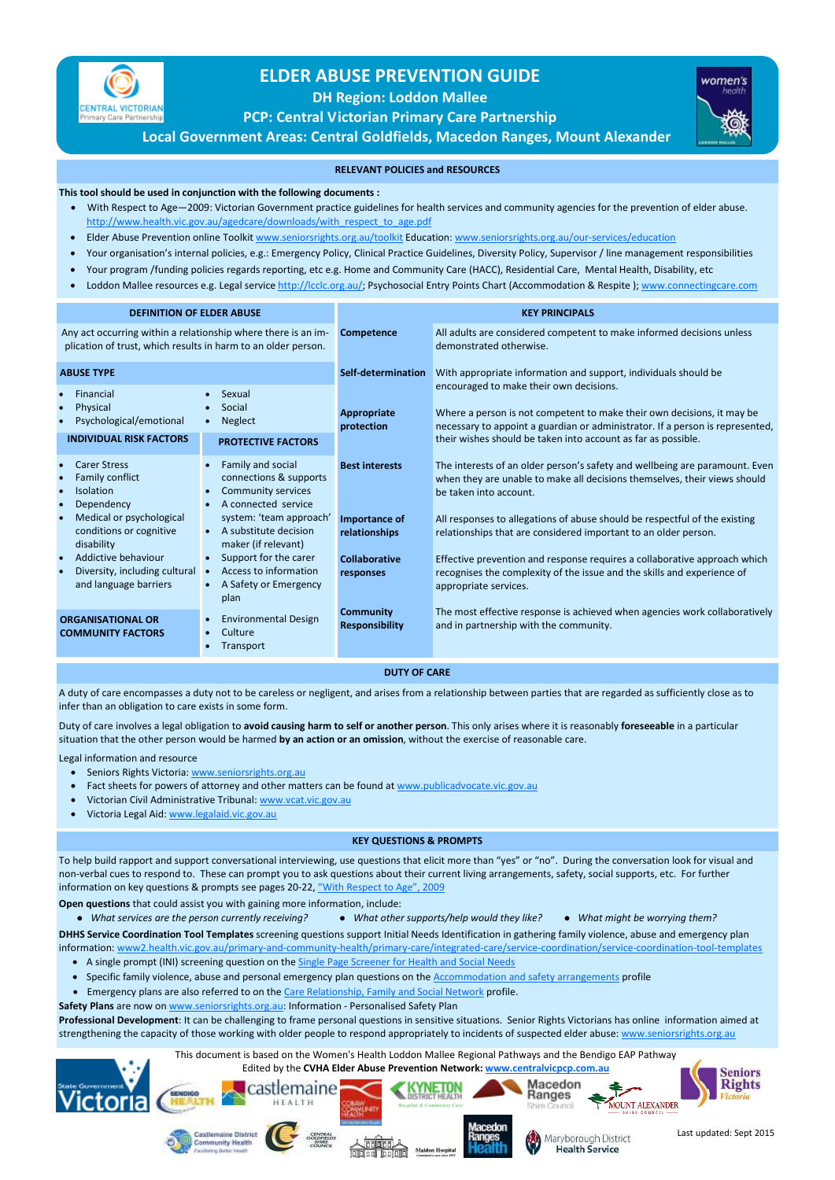# ELDER ABUSE PREVENTION GUIDE

**DH Region: Loddon Mallee**

**PCP: Central Victorian Primary Care Partnership**

**Local Government Areas: Central Goldfields, Macedon Ranges, Mount Alexander**

## RELEVANT POLICIES and RESOURCES

**This tool should be used in conjunction with the following documents :**

- With Respect to Age—2009: Victorian Government practice guidelines for health services and community agencies for the prevention of elder abuse. http://www.health.vic.gov.au/agedcare/downloads/with_respect_to_age.pdf
- Elder Abuse Prevention online Toolkit www.seniorsrights.org.au/toolkit Education: www.seniorsrights.org.au/our-services/education
- Your organisation's internal policies, e.g.: Emergency Policy, Clinical Practice Guidelines, Diversity Policy, Supervisor / line management responsibilities
- Your program /funding policies regards reporting, etc e.g. Home and Community Care (HACC), Residential Care, Mental Health, Disability, etc
- Loddon Mallee resources e.g. Legal service http://lcclc.org.au/; Psychosocial Entry Points Chart (Accommodation & Respite ); www.connectingcare.com

## DEFINITION OF ELDER ABUSE

Any act occurring within a relationship where there is an implication of trust, which results in harm to an older person.

### ABUSE TYPE

- Financial
- Physical
- Psychological/emotional
- Sexual
- Social
- Neglect

### INDIVIDUAL RISK FACTORS

- Carer Stress
- Family conflict
- Isolation
- Dependency
- Medical or psychological conditions or cognitive disability
- Addictive behaviour
- Diversity, including cultural and language barriers

### PROTECTIVE FACTORS

- Family and social connections & supports
- Community services
- A connected service system: 'team approach'
- A substitute decision maker (if relevant)
- Support for the carer
- Access to information
- A Safety or Emergency plan

### ORGANISATIONAL OR COMMUNITY FACTORS

- Environmental Design
- Culture
- Transport

## KEY PRINCIPALS

| | |
|---|---|
| **Competence** | All adults are considered competent to make informed decisions unless demonstrated otherwise. |
| **Self-determination** | With appropriate information and support, individuals should be encouraged to make their own decisions. |
| **Appropriate protection** | Where a person is not competent to make their own decisions, it may be necessary to appoint a guardian or administrator. If a person is represented, their wishes should be taken into account as far as possible. |
| **Best interests** | The interests of an older person's safety and wellbeing are paramount. Even when they are unable to make all decisions themselves, their views should be taken into account. |
| **Importance of relationships** | All responses to allegations of abuse should be respectful of the existing relationships that are considered important to an older person. |
| **Collaborative responses** | Effective prevention and response requires a collaborative approach which recognises the complexity of the issue and the skills and experience of appropriate services. |
| **Community Responsibility** | The most effective response is achieved when agencies work collaboratively and in partnership with the community. |

## DUTY OF CARE

A duty of care encompasses a duty not to be careless or negligent, and arises from a relationship between parties that are regarded as sufficiently close as to infer than an obligation to care exists in some form.

Duty of care involves a legal obligation to **avoid causing harm to self or another person**. This only arises where it is reasonably **foreseeable** in a particular situation that the other person would be harmed **by an action or an omission**, without the exercise of reasonable care.

Legal information and resource

- Seniors Rights Victoria: www.seniorsrights.org.au
- Fact sheets for powers of attorney and other matters can be found at www.publicadvocate.vic.gov.au
- Victorian Civil Administrative Tribunal: www.vcat.vic.gov.au
- Victoria Legal Aid: www.legalaid.vic.gov.au

## KEY QUESTIONS & PROMPTS

To help build rapport and support conversational interviewing, use questions that elicit more than "yes" or "no". During the conversation look for visual and non-verbal cues to respond to. These can prompt you to ask questions about their current living arrangements, safety, social supports, etc. For further information on key questions & prompts see pages 20-22, "With Respect to Age", 2009

**Open questions** that could assist you with gaining more information, include:

- *What services are the person currently receiving?*
- *What other supports/help would they like?*
- *What might be worrying them?*

**DHHS Service Coordination Tool Templates** screening questions support Initial Needs Identification in gathering family violence, abuse and emergency plan information: www2.health.vic.gov.au/primary-and-community-health/primary-care/integrated-care/service-coordination/service-coordination-tool-templates

- A single prompt (INI) screening question on the Single Page Screener for Health and Social Needs
- Specific family violence, abuse and personal emergency plan questions on the Accommodation and safety arrangements profile
- Emergency plans are also referred to on the Care Relationship, Family and Social Network profile.

**Safety Plans** are now on www.seniorsrights.org.au: Information - Personalised Safety Plan

**Professional Development**: It can be challenging to frame personal questions in sensitive situations. Senior Rights Victorians has online information aimed at strengthening the capacity of those working with older people to respond appropriately to incidents of suspected elder abuse: www.seniorsrights.org.au

This document is based on the Women's Health Loddon Mallee Regional Pathways and the Bendigo EAP Pathway

Edited by the **CVHA Elder Abuse Prevention Network: www.centralvicpcp.com.au**

Last updated: Sept 2015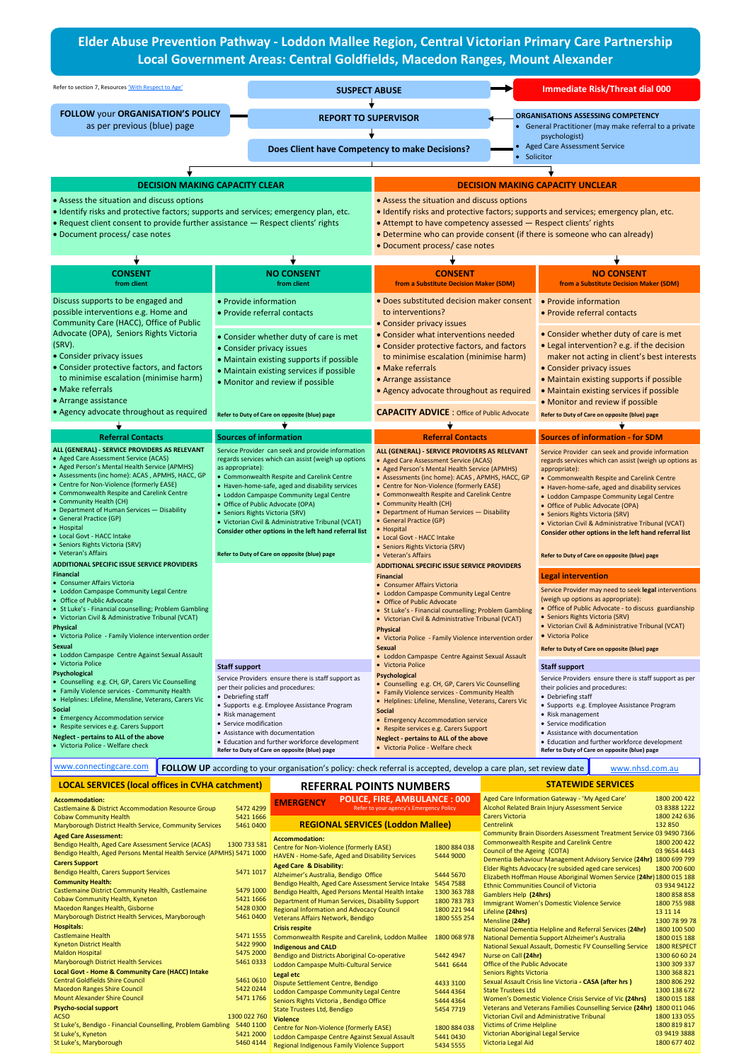# Elder Abuse Prevention Pathway - Loddon Mallee Region, Central Victorian Primary Care Partnership
## Local Government Areas: Central Goldfields, Macedon Ranges, Mount Alexander

Refer to section 7, Resources 'With Respect to Age'

**FOLLOW** your **ORGANISATION'S POLICY** as per previous (blue) page

**SUSPECT ABUSE**

**Immediate Risk/Threat dial 000**

**REPORT TO SUPERVISOR**

**ORGANISATIONS ASSESSING COMPETENCY**
- General Practitioner (may make referral to a private psychologist)
- Aged Care Assessment Service
- Solicitor

**Does Client have Competency to make Decisions?**

## DECISION MAKING CAPACITY CLEAR

- Assess the situation and discuss options
- Identify risks and protective factors; supports and services; emergency plan, etc.
- Request client consent to provide further assistance — Respect clients' rights
- Document process/ case notes

### CONSENT from client

Discuss supports to be engaged and possible interventions e.g. Home and Community Care (HACC), Office of Public Advocate (OPA), Seniors Rights Victoria (SRV).
- Consider privacy issues
- Consider protective factors, and factors to minimise escalation (minimise harm)
- Make referrals
- Arrange assistance
- Agency advocate throughout as required

### NO CONSENT from client

- Provide information
- Provide referral contacts

- Consider whether duty of care is met
- Consider privacy issues
- Maintain existing supports if possible
- Maintain existing services if possible
- Monitor and review if possible

**Refer to Duty of Care on opposite (blue) page**

### Referral Contacts

**ALL (GENERAL) - SERVICE PROVIDERS AS RELEVANT**
- Aged Care Assessment Service (ACAS)
- Aged Person's Mental Health Service (APMHS)
- Assessments (inc home): ACAS , APMHS, HACC, GP
- Centre for Non-Violence (formerly EASE)
- Commonwealth Respite and Carelink Centre
- Community Health (CH)
- Department of Human Services — Disability
- General Practice (GP)
- Hospital
- Local Govt - HACC Intake
- Seniors Rights Victoria (SRV)
- Veteran's Affairs

**ADDITIONAL SPECIFIC ISSUE SERVICE PROVIDERS**

**Financial**
- Consumer Affairs Victoria
- Loddon Campaspe Community Legal Centre
- Office of Public Advocate
- St Luke's - Financial counselling; Problem Gambling
- Victorian Civil & Administrative Tribunal (VCAT)

**Physical**
- Victoria Police - Family Violence intervention order

**Sexual**
- Loddon Campaspe Centre Against Sexual Assault
- Victoria Police

**Psychological**
- Counselling e.g. CH, GP, Carers Vic Counselling
- Family Violence services - Community Health
- Helplines: Lifeline, Mensline, Veterans, Carers Vic

**Social**
- Emergency Accommodation service
- Respite services e.g. Carers Support

**Neglect - pertains to ALL of the above**
- Victoria Police - Welfare check

### Sources of information

Service Provider can seek and provide information regards services which can assist (weigh up options as appropriate):
- Commonwealth Respite and Carelink Centre
- Haven-home-safe, aged and disability services
- Loddon Campaspe Community Legal Centre
- Office of Public Advocate (OPA)
- Seniors Rights Victoria (SRV)
- Victorian Civil & Administrative Tribunal (VCAT)

**Consider other options in the left hand referral list**

**Refer to Duty of Care on opposite (blue) page**

### Staff support

Service Providers ensure there is staff support as per their policies and procedures:
- Debriefing staff
- Supports e.g. Employee Assistance Program
- Risk management
- Service modification
- Assistance with documentation
- Education and further workforce development

**Refer to Duty of Care on opposite (blue) page**

## DECISION MAKING CAPACITY UNCLEAR

- Assess the situation and discuss options
- Identify risks and protective factors; supports and services; emergency plan, etc.
- Attempt to have competency assessed — Respect clients' rights
- Determine who can provide consent (if there is someone who can already)
- Document process/ case notes

### CONSENT from a Substitute Decision Maker (SDM)

- Does substituted decision maker consent to interventions?
- Consider privacy issues
- Consider what interventions needed
- Consider protective factors, and factors to minimise escalation (minimise harm)
- Make referrals
- Arrange assistance
- Agency advocate throughout as required

**CAPACITY ADVICE** : Office of Public Advocate

### NO CONSENT from a Substitute Decision Maker (SDM)

- Provide information
- Provide referral contacts

- Consider whether duty of care is met
- Legal intervention? e.g. if the decision maker not acting in client's best interests
- Consider privacy issues
- Maintain existing supports if possible
- Maintain existing services if possible
- Monitor and review if possible

**Refer to Duty of Care on opposite (blue) page**

### Referral Contacts

**ALL (GENERAL) - SERVICE PROVIDERS AS RELEVANT**
- Aged Care Assessment Service (ACAS)
- Aged Person's Mental Health Service (APMHS)
- Assessments (inc home): ACAS , APMHS, HACC, GP
- Centre for Non-Violence (formerly EASE)
- Commonwealth Respite and Carelink Centre
- Community Health (CH)
- Department of Human Services — Disability
- General Practice (GP)
- Hospital
- Local Govt - HACC Intake
- Seniors Rights Victoria (SRV)
- Veteran's Affairs

**ADDITIONAL SPECIFIC ISSUE SERVICE PROVIDERS**

**Financial**
- Consumer Affairs Victoria
- Loddon Campaspe Community Legal Centre
- Office of Public Advocate
- St Luke's - Financial counselling; Problem Gambling
- Victorian Civil & Administrative Tribunal (VCAT)

**Physical**
- Victoria Police - Family Violence intervention order

**Sexual**
- Loddon Campaspe Centre Against Sexual Assault
- Victoria Police

**Psychological**
- Counselling e.g. CH, GP, Carers Vic Counselling
- Family Violence services - Community Health
- Helplines: Lifeline, Mensline, Veterans, Carers Vic

**Social**
- Emergency Accommodation service
- Respite services e.g. Carers Support

**Neglect - pertains to ALL of the above**
- Victoria Police - Welfare check

### Sources of information - for SDM

Service Provider can seek and provide information regards services which can assist (weigh up options as appropriate):
- Commonwealth Respite and Carelink Centre
- Haven-home-safe, aged and disability services
- Loddon Campaspe Community Legal Centre
- Office of Public Advocate (OPA)
- Seniors Rights Victoria (SRV)
- Victorian Civil & Administrative Tribunal (VCAT)

**Consider other options in the left hand referral list**

**Refer to Duty of Care on opposite (blue) page**

### Legal intervention

Service Provider may need to seek **legal** interventions (weigh up options as appropriate):
- Office of Public Advocate - to discuss guardianship
- Seniors Rights Victoria (SRV)
- Victorian Civil & Administrative Tribunal (VCAT)
- Victoria Police

**Refer to Duty of Care on opposite (blue) page**

### Staff support

Service Providers ensure there is staff support as per their policies and procedures:
- Debriefing staff
- Supports e.g. Employee Assistance Program
- Risk management
- Service modification
- Assistance with documentation
- Education and further workforce development

**Refer to Duty of Care on opposite (blue) page**

www.connectingcare.com

**FOLLOW UP** according to your organisation's policy: check referral is accepted, develop a care plan, set review date

www.nhsd.com.au

## REFERRAL POINTS NUMBERS

**EMERGENCY** — **POLICE, FIRE, AMBULANCE : 000** — Refer to your agency's Emergency Policy

### LOCAL SERVICES (local offices in CVHA catchment)

| | |
|---|---|
| **Accommodation:** | |
| Castlemaine & District Accommodation Resource Group | 5472 4299 |
| Cobaw Community Health | 5421 1666 |
| Maryborough District Health Service, Community Services | 5461 0400 |
| **Aged Care Assessment:** | |
| Bendigo Health, Aged Care Assessment Service (ACAS) | 1300 733 581 |
| Bendigo Health, Aged Persons Mental Health Service (APMHS) | 5471 1000 |
| **Carers Support** | |
| Bendigo Health, Carers Support Services | 5471 1017 |
| **Community Health:** | |
| Castlemaine District Community Health, Castlemaine | 5479 1000 |
| Cobaw Community Health, Kyneton | 5421 1666 |
| Macedon Ranges Health, Gisborne | 5428 0300 |
| Maryborough District Health Services, Maryborough | 5461 0400 |
| **Hospitals:** | |
| Castlemaine Health | 5471 1555 |
| Kyneton District Health | 5422 9900 |
| Maldon Hospital | 5475 2000 |
| Maryborough District Health Services | 5461 0333 |
| **Local Govt - Home & Community Care (HACC) Intake** | |
| Central Goldfields Shire Council | 5461 0610 |
| Macedon Ranges Shire Council | 5422 0244 |
| Mount Alexander Shire Council | 5471 1766 |
| **Psycho-social support** | |
| ACSO | 1300 022 760 |
| St Luke's, Bendigo - Financial Counselling, Problem Gambling | 5440 1100 |
| St Luke's, Kyneton | 5421 2000 |
| St Luke's, Maryborough | 5460 4144 |

### REGIONAL SERVICES (Loddon Mallee)

| | |
|---|---|
| **Accommodation:** | |
| Centre for Non-Violence (formerly EASE) | 1800 884 038 |
| HAVEN - Home-Safe, Aged and Disability Services | 5444 9000 |
| **Aged Care & Disability:** | |
| Alzheimer's Australia, Bendigo Office | 5444 5670 |
| Bendigo Health, Aged Care Assessment Service Intake | 5454 7588 |
| Bendigo Health, Aged Persons Mental Health Intake | 1300 363 788 |
| Department of Human Services, Disability Support | 1800 783 783 |
| Regional Information and Advocacy Council | 1800 221 944 |
| Veterans Affairs Network, Bendigo | 1800 555 254 |
| **Crisis respite** | |
| Commonwealth Respite and Carelink, Loddon Mallee | 1800 068 978 |
| **Indigenous and CALD** | |
| Bendigo and Districts Aboriginal Co-operative | 5442 4947 |
| Loddon Campaspe Multi-Cultural Service | 5441 6644 |
| **Legal etc** | |
| Dispute Settlement Centre, Bendigo | 4433 3100 |
| Loddon Campaspe Community Legal Centre | 5444 4364 |
| Seniors Rights Victoria , Bendigo Office | 5444 4364 |
| State Trustees Ltd, Bendigo | 5454 7719 |
| **Violence** | |
| Centre for Non-Violence (formerly EASE) | 1800 884 038 |
| Loddon Campaspe Centre Against Sexual Assault | 5441 0430 |
| Regional Indigenous Family Violence Support | 5434 5555 |

### STATEWIDE SERVICES

| | |
|---|---|
| Aged Care Information Gateway - 'My Aged Care' | 1800 200 422 |
| Alcohol Related Brain Injury Assessment Service | 03 8388 1222 |
| Carers Victoria | 1800 242 636 |
| Centrelink | 132 850 |
| Community Brain Disorders Assessment Treatment Service | 03 9490 7366 |
| Commonwealth Respite and Carelink Centre | 1800 200 422 |
| Council of the Ageing (COTA) | 03 9654 4443 |
| Dementia Behaviour Management Advisory Service **(24hr)** | 1800 699 799 |
| Elder Rights Advocacy (re subsided aged care services) | 1800 700 600 |
| Elizabeth Hoffman House Aboriginal Women Service **(24hr)** | 1800 015 188 |
| Ethnic Communities Council of Victoria | 03 934 94122 |
| Gamblers Help **(24hrs)** | 1800 858 858 |
| Immigrant Women's Domestic Violence Service | 1800 755 988 |
| Lifeline **(24hrs)** | 13 11 14 |
| Mensline **(24hr)** | 1300 78 99 78 |
| National Dementia Helpline and Referral Services **(24hr)** | 1800 100 500 |
| National Dementia Support Alzheimer's Australia | 1800 015 188 |
| National Sexual Assault, Domestic FV Counselling Service | 1800 RESPECT |
| Nurse on Call **(24hr)** | 1300 60 60 24 |
| Office of the Public Advocate | 1300 309 337 |
| Seniors Rights Victoria | 1300 368 821 |
| Sexual Assault Crisis line Victoria - **CASA (after hrs )** | 1800 806 292 |
| State Trustees Ltd | 1300 138 672 |
| Women's Domestic Violence Crisis Service of Vic **(24hrs)** | 1800 015 188 |
| Veterans and Veterans Families Counselling Service **(24hr)** | 1800 011 046 |
| Victorian Civil and Administrative Tribunal | 1800 133 055 |
| Victims of Crime Helpline | 1800 819 817 |
| Victorian Aboriginal Legal Service | 03 9419 3888 |
| Victoria Legal Aid | 1800 677 402 |